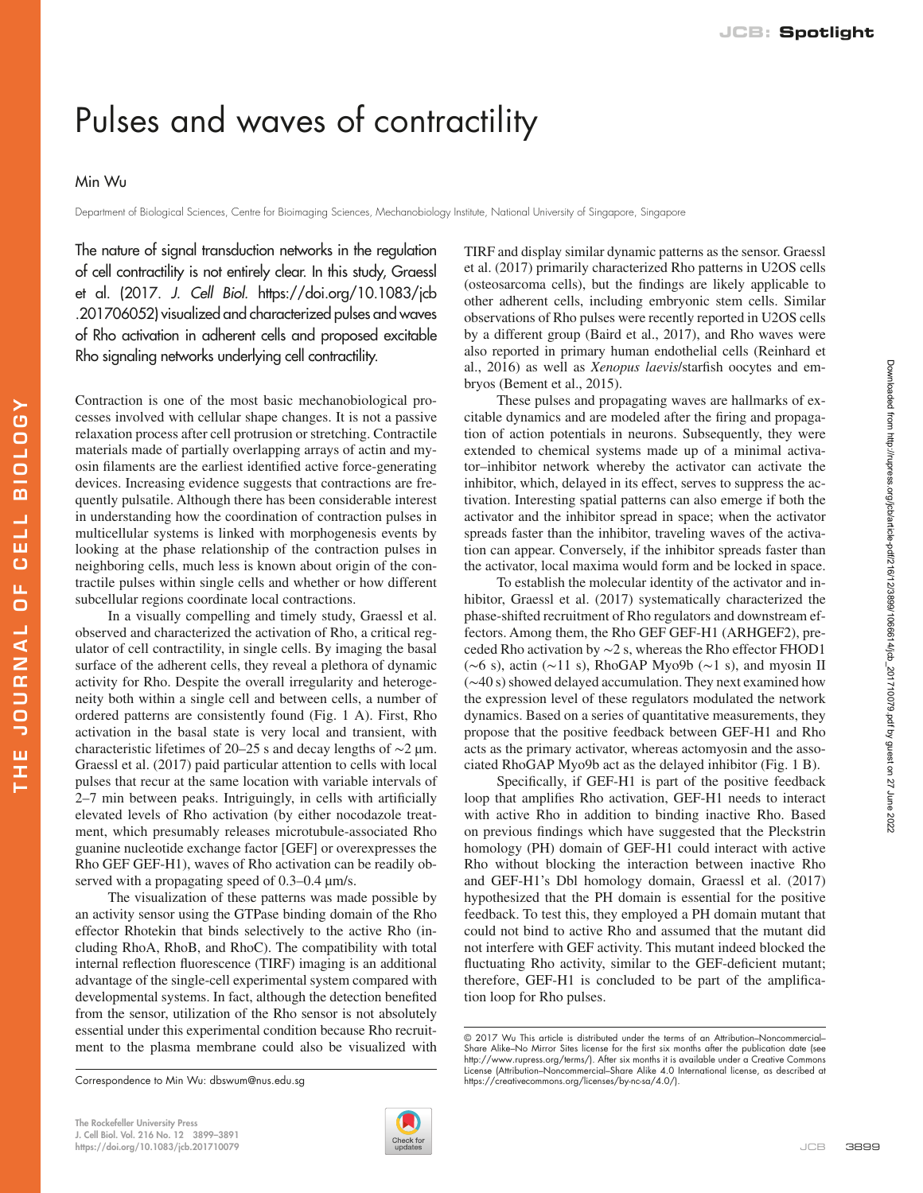# Pulses and waves of contractility

Min Wu

Department of Biological Sciences, Centre for Bioimaging Sciences, Mechanobiology Institute, National University of Singapore, Singapore

The nature of signal transduction networks in the regulation of cell contractility is not entirely clear. In this study, Graessl et al. (2017. *J. Cell Biol.* https://doi.org/10.1083/jcb.201706052) visualized and characterized pulses and waves of Rho activation in adherent cells and proposed excitable Rho signaling networks underlying cell contractility.

Contraction is one of the most basic mechanobiological processes involved with cellular shape changes. It is not a passive relaxation process after cell protrusion or stretching. Contractile materials made of partially overlapping arrays of actin and myosin filaments are the earliest identified active force-generating devices. Increasing evidence suggests that contractions are frequently pulsatile. Although there has been considerable interest in understanding how the coordination of contraction pulses in multicellular systems is linked with morphogenesis events by looking at the phase relationship of the contraction pulses in neighboring cells, much less is known about origin of the contractile pulses within single cells and whether or how different subcellular regions coordinate local contractions.

In a visually compelling and timely study, Graessl et al. observed and characterized the activation of Rho, a critical regulator of cell contractility, in single cells. By imaging the basal surface of the adherent cells, they reveal a plethora of dynamic activity for Rho. Despite the overall irregularity and heterogeneity both within a single cell and between cells, a number of ordered patterns are consistently found (Fig. 1 A). First, Rho activation in the basal state is very local and transient, with characteristic lifetimes of 20–25 s and decay lengths of ~2 µm. Graessl et al. (2017) paid particular attention to cells with local pulses that recur at the same location with variable intervals of 2–7 min between peaks. Intriguingly, in cells with artificially elevated levels of Rho activation (by either nocodazole treatment, which presumably releases microtubule-associated Rho guanine nucleotide exchange factor [GEF] or overexpresses the Rho GEF GEF-H1), waves of Rho activation can be readily observed with a propagating speed of 0.3–0.4 µm/s.

The visualization of these patterns was made possible by an activity sensor using the GTPase binding domain of the Rho effector Rhotekin that binds selectively to the active Rho (including RhoA, RhoB, and RhoC). The compatibility with total internal reflection fluorescence (TIRF) imaging is an additional advantage of the single-cell experimental system compared with developmental systems. In fact, although the detection benefited from the sensor, utilization of the Rho sensor is not absolutely essential under this experimental condition because Rho recruitment to the plasma membrane could also be visualized with TIRF and display similar dynamic patterns as the sensor. Graessl et al. (2017) primarily characterized Rho patterns in U2OS cells (osteosarcoma cells), but the findings are likely applicable to other adherent cells, including embryonic stem cells. Similar observations of Rho pulses were recently reported in U2OS cells by a different group (Baird et al., 2017), and Rho waves were also reported in primary human endothelial cells (Reinhard et al., 2016) as well as *Xenopus laevis*/starfish oocytes and embryos (Bement et al., 2015).

These pulses and propagating waves are hallmarks of excitable dynamics and are modeled after the firing and propagation of action potentials in neurons. Subsequently, they were extended to chemical systems made up of a minimal activator–inhibitor network whereby the activator can activate the inhibitor, which, delayed in its effect, serves to suppress the activation. Interesting spatial patterns can also emerge if both the activator and the inhibitor spread in space; when the activator spreads faster than the inhibitor, traveling waves of the activation can appear. Conversely, if the inhibitor spreads faster than the activator, local maxima would form and be locked in space.

To establish the molecular identity of the activator and inhibitor, Graessl et al. (2017) systematically characterized the phase-shifted recruitment of Rho regulators and downstream effectors. Among them, the Rho GEF GEF-H1 (ARHGEF2), preceded Rho activation by ~2 s, whereas the Rho effector FHOD1 (~6 s), actin (~11 s), RhoGAP Myo9b (~1 s), and myosin II (~40 s) showed delayed accumulation. They next examined how the expression level of these regulators modulated the network dynamics. Based on a series of quantitative measurements, they propose that the positive feedback between GEF-H1 and Rho acts as the primary activator, whereas actomyosin and the associated RhoGAP Myo9b act as the delayed inhibitor (Fig. 1 B).

Specifically, if GEF-H1 is part of the positive feedback loop that amplifies Rho activation, GEF-H1 needs to interact with active Rho in addition to binding inactive Rho. Based on previous findings which have suggested that the Pleckstrin homology (PH) domain of GEF-H1 could interact with active Rho without blocking the interaction between inactive Rho and GEF-H1's Dbl homology domain, Graessl et al. (2017) hypothesized that the PH domain is essential for the positive feedback. To test this, they employed a PH domain mutant that could not bind to active Rho and assumed that the mutant did not interfere with GEF activity. This mutant indeed blocked the fluctuating Rho activity, similar to the GEF-deficient mutant; therefore, GEF-H1 is concluded to be part of the amplification loop for Rho pulses.

Correspondence to Min Wu: dbswum@nus.edu.sg

© 2017 Wu This article is distributed under the terms of an Attribution–Noncommercial–Share Alike–No Mirror Sites license for the first six months after the publication date (see http://www.rupress.org/terms/). After six months it is available under a Creative Commons License (Attribution–Noncommercial–Share Alike 4.0 International license, as described at https://creativecommons.org/licenses/by-nc-sa/4.0/).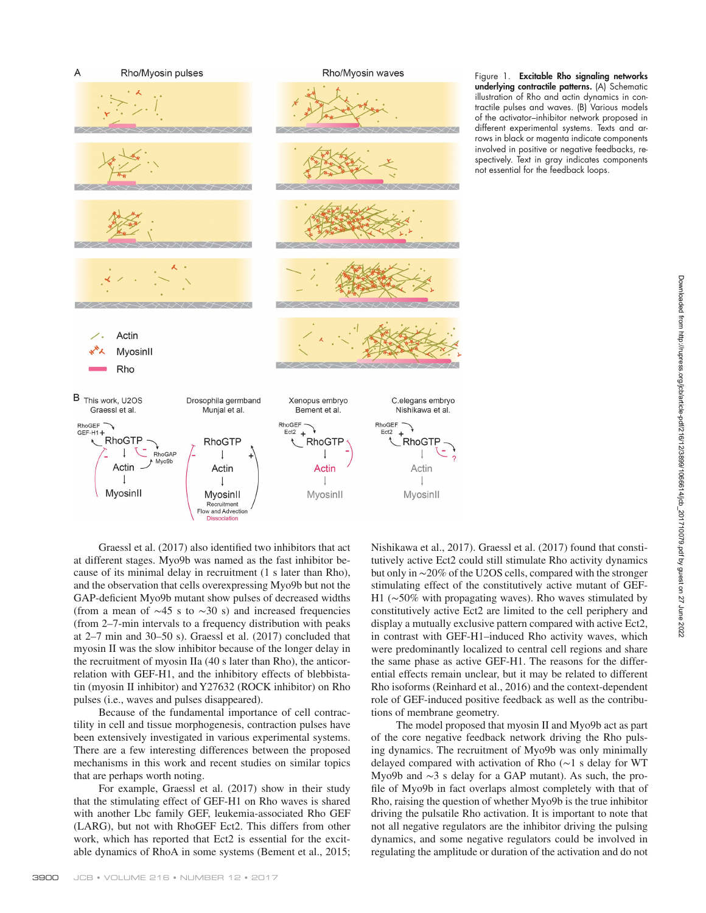Figure 1. **Excitable Rho signaling networks underlying contractile patterns.** (A) Schematic illustration of Rho and actin dynamics in contractile pulses and waves. (B) Various models of the activator–inhibitor network proposed in different experimental systems. Texts and arrows in black or magenta indicate components involved in positive or negative feedbacks, respectively. Text in gray indicates components not essential for the feedback loops.

Graessl et al. (2017) also identified two inhibitors that act at different stages. Myo9b was named as the fast inhibitor because of its minimal delay in recruitment (1 s later than Rho), and the observation that cells overexpressing Myo9b but not the GAP-deficient Myo9b mutant show pulses of decreased widths (from a mean of ∼45 s to ∼30 s) and increased frequencies (from 2–7-min intervals to a frequency distribution with peaks at 2–7 min and 30–50 s). Graessl et al. (2017) concluded that myosin II was the slow inhibitor because of the longer delay in the recruitment of myosin IIa (40 s later than Rho), the anticorrelation with GEF-H1, and the inhibitory effects of blebbistatin (myosin II inhibitor) and Y27632 (ROCK inhibitor) on Rho pulses (i.e., waves and pulses disappeared).

Because of the fundamental importance of cell contractility in cell and tissue morphogenesis, contraction pulses have been extensively investigated in various experimental systems. There are a few interesting differences between the proposed mechanisms in this work and recent studies on similar topics that are perhaps worth noting.

For example, Graessl et al. (2017) show in their study that the stimulating effect of GEF-H1 on Rho waves is shared with another Lbc family GEF, leukemia-associated Rho GEF (LARG), but not with RhoGEF Ect2. This differs from other work, which has reported that Ect2 is essential for the excitable dynamics of RhoA in some systems (Bement et al., 2015; Nishikawa et al., 2017). Graessl et al. (2017) found that constitutively active Ect2 could still stimulate Rho activity dynamics but only in ∼20% of the U2OS cells, compared with the stronger stimulating effect of the constitutively active mutant of GEF-H1 (∼50% with propagating waves). Rho waves stimulated by constitutively active Ect2 are limited to the cell periphery and display a mutually exclusive pattern compared with active Ect2, in contrast with GEF-H1–induced Rho activity waves, which were predominantly localized to central cell regions and share the same phase as active GEF-H1. The reasons for the differential effects remain unclear, but it may be related to different Rho isoforms (Reinhard et al., 2016) and the context-dependent role of GEF-induced positive feedback as well as the contributions of membrane geometry.

The model proposed that myosin II and Myo9b act as part of the core negative feedback network driving the Rho pulsing dynamics. The recruitment of Myo9b was only minimally delayed compared with activation of Rho (∼1 s delay for WT Myo9b and ∼3 s delay for a GAP mutant). As such, the profile of Myo9b in fact overlaps almost completely with that of Rho, raising the question of whether Myo9b is the true inhibitor driving the pulsatile Rho activation. It is important to note that not all negative regulators are the inhibitor driving the pulsing dynamics, and some negative regulators could be involved in regulating the amplitude or duration of the activation and do not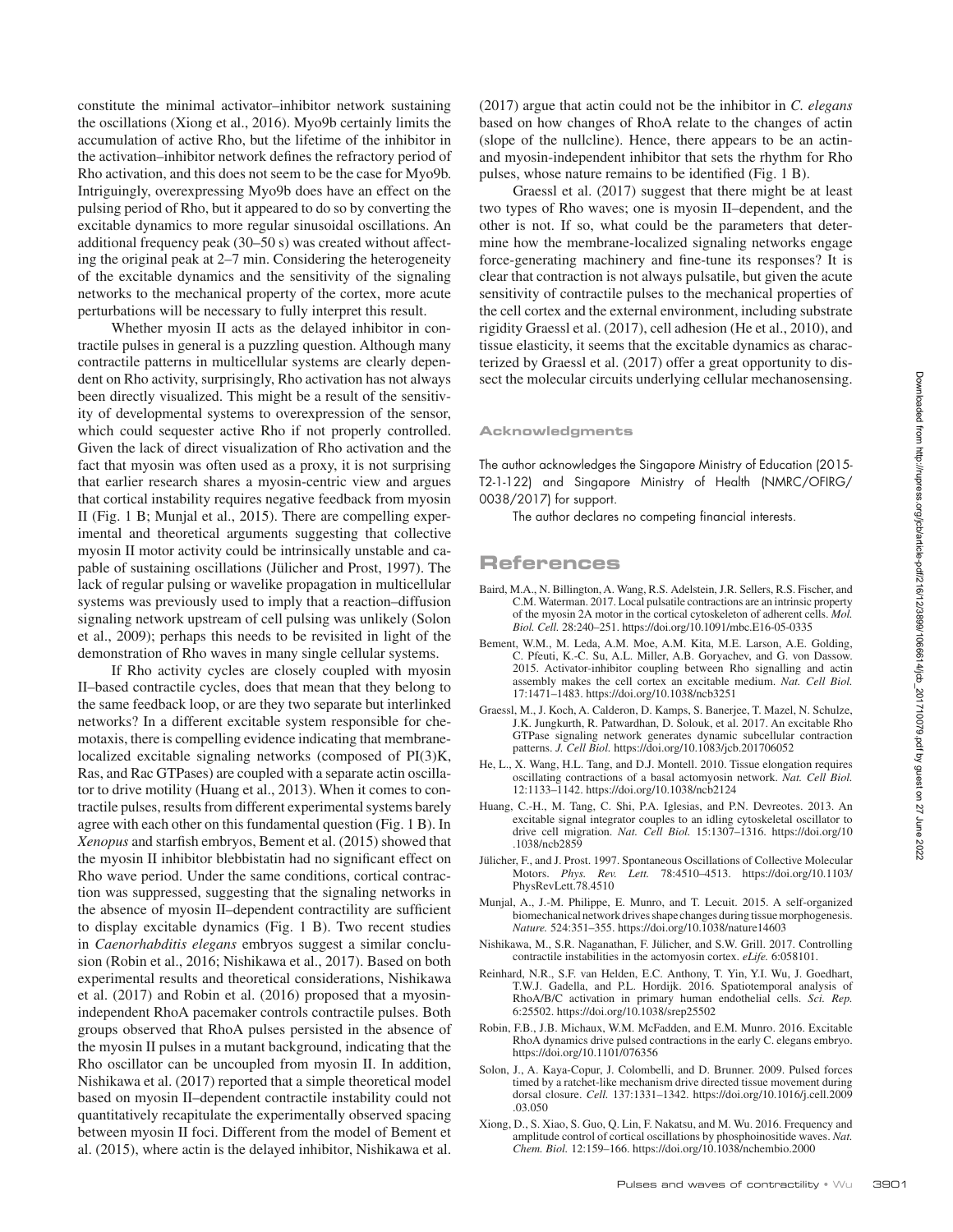constitute the minimal activator–inhibitor network sustaining the oscillations (Xiong et al., 2016). Myo9b certainly limits the accumulation of active Rho, but the lifetime of the inhibitor in the activation–inhibitor network defines the refractory period of Rho activation, and this does not seem to be the case for Myo9b. Intriguingly, overexpressing Myo9b does have an effect on the pulsing period of Rho, but it appeared to do so by converting the excitable dynamics to more regular sinusoidal oscillations. An additional frequency peak (30–50 s) was created without affecting the original peak at 2–7 min. Considering the heterogeneity of the excitable dynamics and the sensitivity of the signaling networks to the mechanical property of the cortex, more acute perturbations will be necessary to fully interpret this result.

Whether myosin II acts as the delayed inhibitor in contractile pulses in general is a puzzling question. Although many contractile patterns in multicellular systems are clearly dependent on Rho activity, surprisingly, Rho activation has not always been directly visualized. This might be a result of the sensitivity of developmental systems to overexpression of the sensor, which could sequester active Rho if not properly controlled. Given the lack of direct visualization of Rho activation and the fact that myosin was often used as a proxy, it is not surprising that earlier research shares a myosin-centric view and argues that cortical instability requires negative feedback from myosin II (Fig. 1 B; Munjal et al., 2015). There are compelling experimental and theoretical arguments suggesting that collective myosin II motor activity could be intrinsically unstable and capable of sustaining oscillations (Jülicher and Prost, 1997). The lack of regular pulsing or wavelike propagation in multicellular systems was previously used to imply that a reaction–diffusion signaling network upstream of cell pulsing was unlikely (Solon et al., 2009); perhaps this needs to be revisited in light of the demonstration of Rho waves in many single cellular systems.

If Rho activity cycles are closely coupled with myosin II–based contractile cycles, does that mean that they belong to the same feedback loop, or are they two separate but interlinked networks? In a different excitable system responsible for chemotaxis, there is compelling evidence indicating that membrane-localized excitable signaling networks (composed of PI(3)K, Ras, and Rac GTPases) are coupled with a separate actin oscillator to drive motility (Huang et al., 2013). When it comes to contractile pulses, results from different experimental systems barely agree with each other on this fundamental question (Fig. 1 B). In *Xenopus* and starfish embryos, Bement et al. (2015) showed that the myosin II inhibitor blebbistatin had no significant effect on Rho wave period. Under the same conditions, cortical contraction was suppressed, suggesting that the signaling networks in the absence of myosin II–dependent contractility are sufficient to display excitable dynamics (Fig. 1 B). Two recent studies in *Caenorhabditis elegans* embryos suggest a similar conclusion (Robin et al., 2016; Nishikawa et al., 2017). Based on both experimental results and theoretical considerations, Nishikawa et al. (2017) and Robin et al. (2016) proposed that a myosin-independent RhoA pacemaker controls contractile pulses. Both groups observed that RhoA pulses persisted in the absence of the myosin II pulses in a mutant background, indicating that the Rho oscillator can be uncoupled from myosin II. In addition, Nishikawa et al. (2017) reported that a simple theoretical model based on myosin II–dependent contractile instability could not quantitatively recapitulate the experimentally observed spacing between myosin II foci. Different from the model of Bement et al. (2015), where actin is the delayed inhibitor, Nishikawa et al. (2017) argue that actin could not be the inhibitor in *C. elegans* based on how changes of RhoA relate to the changes of actin (slope of the nullcline). Hence, there appears to be an actin- and myosin-independent inhibitor that sets the rhythm for Rho pulses, whose nature remains to be identified (Fig. 1 B).

Graessl et al. (2017) suggest that there might be at least two types of Rho waves; one is myosin II–dependent, and the other is not. If so, what could be the parameters that determine how the membrane-localized signaling networks engage force-generating machinery and fine-tune its responses? It is clear that contraction is not always pulsatile, but given the acute sensitivity of contractile pulses to the mechanical properties of the cell cortex and the external environment, including substrate rigidity Graessl et al. (2017), cell adhesion (He et al., 2010), and tissue elasticity, it seems that the excitable dynamics as characterized by Graessl et al. (2017) offer a great opportunity to dissect the molecular circuits underlying cellular mechanosensing.

## Acknowledgments

The author acknowledges the Singapore Ministry of Education (2015-T2-1-122) and Singapore Ministry of Health (NMRC/OFIRG/0038/2017) for support.

The author declares no competing financial interests.

## References

Baird, M.A., N. Billington, A. Wang, R.S. Adelstein, J.R. Sellers, R.S. Fischer, and C.M. Waterman. 2017. Local pulsatile contractions are an intrinsic property of the myosin 2A motor in the cortical cytoskeleton of adherent cells. *Mol. Biol. Cell.* 28:240–251. https://doi.org/10.1091/mbc.E16-05-0335

Bement, W.M., M. Leda, A.M. Moe, A.M. Kita, M.E. Larson, A.E. Golding, C. Pfeuti, K.-C. Su, A.L. Miller, A.B. Goryachev, and G. von Dassow. 2015. Activator-inhibitor coupling between Rho signalling and actin assembly makes the cell cortex an excitable medium. *Nat. Cell Biol.* 17:1471–1483. https://doi.org/10.1038/ncb3251

Graessl, M., J. Koch, A. Calderon, D. Kamps, S. Banerjee, T. Mazel, N. Schulze, J.K. Jungkurth, R. Patwardhan, D. Solouk, et al. 2017. An excitable Rho GTPase signaling network generates dynamic subcellular contraction patterns. *J. Cell Biol.* https://doi.org/10.1083/jcb.201706052

He, L., X. Wang, H.L. Tang, and D.J. Montell. 2010. Tissue elongation requires oscillating contractions of a basal actomyosin network. *Nat. Cell Biol.* 12:1133–1142. https://doi.org/10.1038/ncb2124

Huang, C.-H., M. Tang, C. Shi, P.A. Iglesias, and P.N. Devreotes. 2013. An excitable signal integrator couples to an idling cytoskeletal oscillator to drive cell migration. *Nat. Cell Biol.* 15:1307–1316. https://doi.org/10.1038/ncb2859

Jülicher, F., and J. Prost. 1997. Spontaneous Oscillations of Collective Molecular Motors. *Phys. Rev. Lett.* 78:4510–4513. https://doi.org/10.1103/PhysRevLett.78.4510

Munjal, A., J.-M. Philippe, E. Munro, and T. Lecuit. 2015. A self-organized biomechanical network drives shape changes during tissue morphogenesis. *Nature.* 524:351–355. https://doi.org/10.1038/nature14603

Nishikawa, M., S.R. Naganathan, F. Jülicher, and S.W. Grill. 2017. Controlling contractile instabilities in the actomyosin cortex. *eLife.* 6:058101.

Reinhard, N.R., S.F. van Helden, E.C. Anthony, T. Yin, Y.I. Wu, J. Goedhart, T.W.J. Gadella, and P.L. Hordijk. 2016. Spatiotemporal analysis of RhoA/B/C activation in primary human endothelial cells. *Sci. Rep.* 6:25502. https://doi.org/10.1038/srep25502

Robin, F.B., J.B. Michaux, W.M. McFadden, and E.M. Munro. 2016. Excitable RhoA dynamics drive pulsed contractions in the early C. elegans embryo. https://doi.org/10.1101/076356

Solon, J., A. Kaya-Copur, J. Colombelli, and D. Brunner. 2009. Pulsed forces timed by a ratchet-like mechanism drive directed tissue movement during dorsal closure. *Cell.* 137:1331–1342. https://doi.org/10.1016/j.cell.2009.03.050

Xiong, D., S. Xiao, S. Guo, Q. Lin, F. Nakatsu, and M. Wu. 2016. Frequency and amplitude control of cortical oscillations by phosphoinositide waves. *Nat. Chem. Biol.* 12:159–166. https://doi.org/10.1038/nchembio.2000